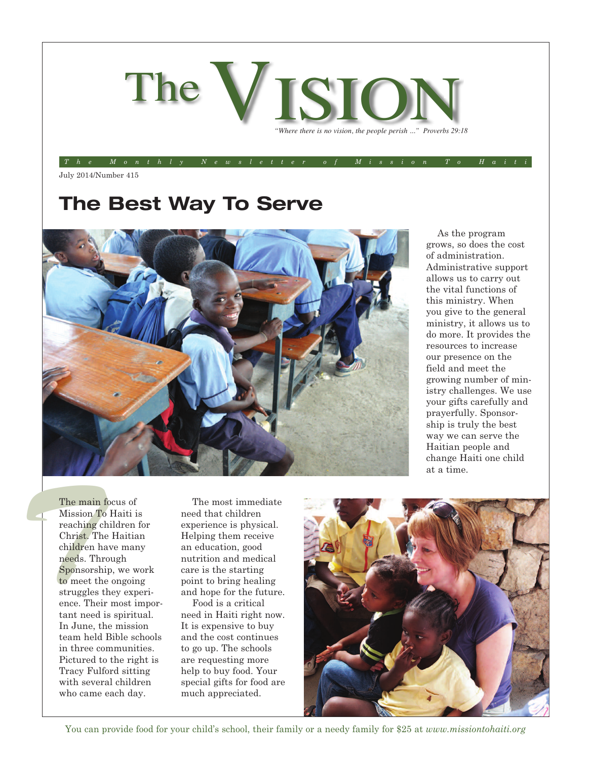# The VISION

*"Where there is no vision, the people perish ..." Proverbs 29:18*

*The Monthly Newsletter of Mission To Haiti*

July 2014/Number 415

## The Best Way To Serve

As the program grows, so does the cost of administration. Administrative support allows us to carry out the vital functions of this ministry. When you give to the general ministry, it allows us to do more. It provides the resources to increase our presence on the field and meet the growing number of ministry challenges. We use your gifts carefully and prayerfully. Sponsorship is truly the best way we can serve the Haitian people and change Haiti one child at a time.

The main focus of Mission To Haiti is reaching children for Christ. The Haitian children have many needs. Through Sponsorship, we work to meet the ongoing struggles they experience. Their most important need is spiritual. In June, the mission team held Bible schools in three communities. Pictured to the right is Tracy Fulford sitting with several children who came each day.

The most immediate need that children experience is physical. Helping them receive an education, good nutrition and medical care is the starting point to bring healing and hope for the future.

Food is a critical need in Haiti right now. It is expensive to buy and the cost continues to go up. The schools are requesting more help to buy food. Your special gifts for food are much appreciated.

You can provide food for your child's school, their family or a needy family for $25 at *www.missiontohaiti.org*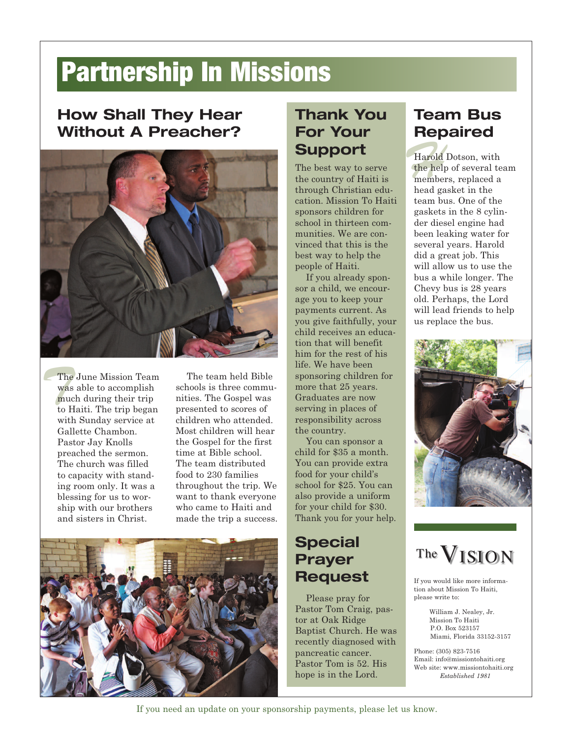# Partnership In Missions

## How Shall They Hear Without A Preacher?

The June Mission Team was able to accomplish much during their trip to Haiti. The trip began with Sunday service at Gallette Chambon. Pastor Jay Knolls preached the sermon. The church was filled to capacity with standing room only. It was a blessing for us to worship with our brothers and sisters in Christ.

The team held Bible schools is three communities. The Gospel was presented to scores of children who attended. Most children will hear the Gospel for the first time at Bible school. The team distributed food to 230 families throughout the trip. We want to thank everyone who came to Haiti and made the trip a success.

## Thank You For Your Support

The best way to serve the country of Haiti is through Christian education. Mission To Haiti sponsors children for school in thirteen communities. We are convinced that this is the best way to help the people of Haiti.

If you already sponsor a child, we encourage you to keep your payments current. As you give faithfully, your child receives an education that will benefit him for the rest of his life. We have been sponsoring children for more that 25 years. Graduates are now serving in places of responsibility across the country.

You can sponsor a child for $35 a month. You can provide extra food for your child's school for $25. You can also provide a uniform for your child for $30. Thank you for your help.

## Special Prayer Request

Please pray for Pastor Tom Craig, pastor at Oak Ridge Baptist Church. He was recently diagnosed with pancreatic cancer. Pastor Tom is 52. His hope is in the Lord.

## Team Bus Repaired

Harold Dotson, with the help of several team members, replaced a head gasket in the team bus. One of the gaskets in the 8 cylinder diesel engine had been leaking water for several years. Harold did a great job. This will allow us to use the bus a while longer. The Chevy bus is 28 years old. Perhaps, the Lord will lead friends to help us replace the bus.

## The VISION

If you would like more information about Mission To Haiti, please write to:

William J. Nealey, Jr.
Mission To Haiti
P.O. Box 523157
Miami, Florida 33152-3157

Phone: (305) 823-7516
Email: info@missiontohaiti.org
Web site: www.missiontohaiti.org
*Established 1981*

If you need an update on your sponsorship payments, please let us know.